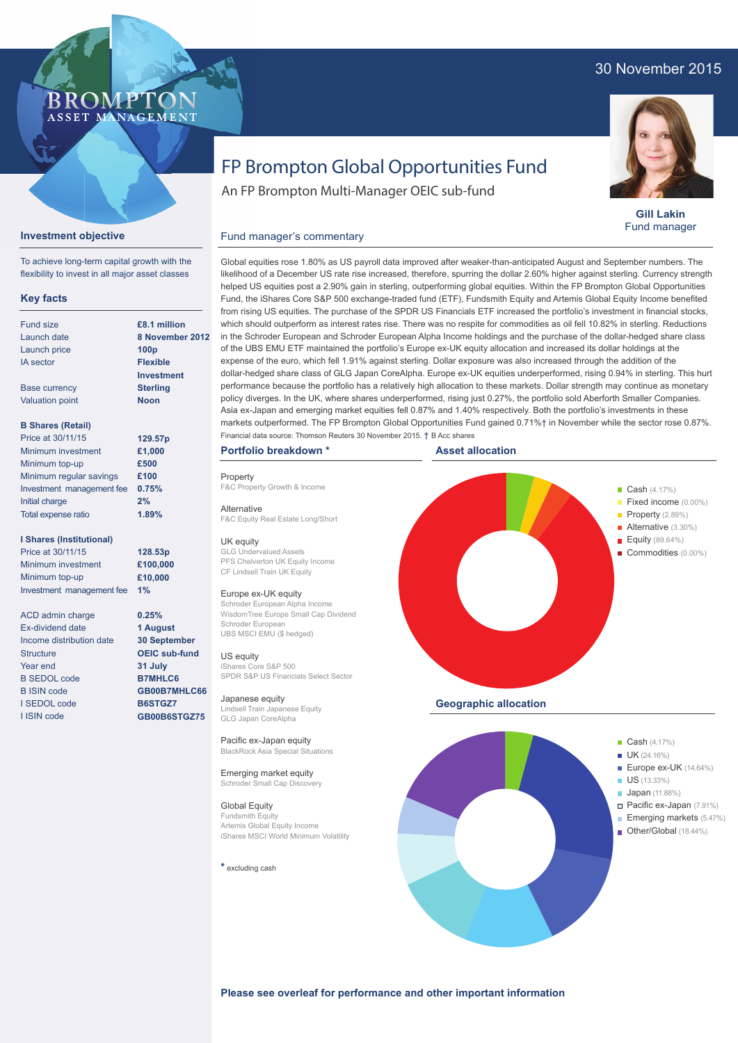30 November 2015

BROMPTON ASSET MANAGEMENT

# FP Brompton Global Opportunities Fund

An FP Brompton Multi-Manager OEIC sub-fund

**Gill Lakin**
Fund manager

## Investment objective

To achieve long-term capital growth with the flexibility to invest in all major asset classes

## Key facts

| | |
|---|---|
| Fund size | £8.1 million |
| Launch date | 8 November 2012 |
| Launch price | 100p |
| IA sector | Flexible Investment |
| Base currency | Sterling |
| Valuation point | Noon |

**B Shares (Retail)**

| | |
|---|---|
| Price at 30/11/15 | 129.57p |
| Minimum investment | £1,000 |
| Minimum top-up | £500 |
| Minimum regular savings | £100 |
| Investment management fee | 0.75% |
| Initial charge | 2% |
| Total expense ratio | 1.89% |

**I Shares (Institutional)**

| | |
|---|---|
| Price at 30/11/15 | 128.53p |
| Minimum investment | £100,000 |
| Minimum top-up | £10,000 |
| Investment management fee | 1% |

| | |
|---|---|
| ACD admin charge | 0.25% |
| Ex-dividend date | 1 August |
| Income distribution date | 30 September |
| Structure | OEIC sub-fund |
| Year end | 31 July |
| B SEDOL code | B7MHLC6 |
| B ISIN code | GB00B7MHLC66 |
| I SEDOL code | B6STGZ7 |
| I ISIN code | GB00B6STGZ75 |

## Fund manager's commentary

Global equities rose 1.80% as US payroll data improved after weaker-than-anticipated August and September numbers. The likelihood of a December US rate rise increased, therefore, spurring the dollar 2.60% higher against sterling. Currency strength helped US equities post a 2.90% gain in sterling, outperforming global equities. Within the FP Brompton Global Opportunities Fund, the iShares Core S&P 500 exchange-traded fund (ETF), Fundsmith Equity and Artemis Global Equity Income benefited from rising US equities. The purchase of the SPDR US Financials ETF increased the portfolio's investment in financial stocks, which should outperform as interest rates rise. There was no respite for commodities as oil fell 10.82% in sterling. Reductions in the Schroder European and Schroder European Alpha Income holdings and the purchase of the dollar-hedged share class of the UBS EMU ETF maintained the portfolio's Europe ex-UK equity allocation and increased its dollar holdings at the expense of the euro, which fell 1.91% against sterling. Dollar exposure was also increased through the addition of the dollar-hedged share class of GLG Japan CoreAlpha. Europe ex-UK equities underperformed, rising 0.94% in sterling. This hurt performance because the portfolio has a relatively high allocation to these markets. Dollar strength may continue as monetary policy diverges. In the UK, where shares underperformed, rising just 0.27%, the portfolio sold Aberforth Smaller Companies. Asia ex-Japan and emerging market equities fell 0.87% and 1.40% respectively. Both the portfolio's investments in these markets outperformed. The FP Brompton Global Opportunities Fund gained 0.71%† in November while the sector rose 0.87%.

Financial data source: Thomson Reuters 30 November 2015. † B Acc shares

## Portfolio breakdown *

**Property**
F&C Property Growth & Income

**Alternative**
F&C Equity Real Estate Long/Short

**UK equity**
GLG Undervalued Assets
PFS Chelverton UK Equity Income
CF Lindsell Train UK Equity

**Europe ex-UK equity**
Schroder European Alpha Income
WisdomTree Europe Small Cap Dividend
Schroder European
UBS MSCI EMU ($ hedged)

**US equity**
iShares Core S&P 500
SPDR S&P US Financials Select Sector

**Japanese equity**
Lindsell Train Japanese Equity
GLG Japan CoreAlpha

**Pacific ex-Japan equity**
BlackRock Asia Special Situations

**Emerging market equity**
Schroder Small Cap Discovery

**Global Equity**
Fundsmith Equity
Artemis Global Equity Income
iShares MSCI World Minimum Volatility

* excluding cash

## Asset allocation

- Cash (4.17%)
- Fixed income (0.00%)
- Property (2.89%)
- Alternative (3.30%)
- Equity (89.64%)
- Commodities (0.00%)

## Geographic allocation

- Cash (4.17%)
- UK (24.16%)
- Europe ex-UK (14.64%)
- US (13.33%)
- Japan (11.88%)
- Pacific ex-Japan (7.91%)
- Emerging markets (5.47%)
- Other/Global (18.44%)

**Please see overleaf for performance and other important information**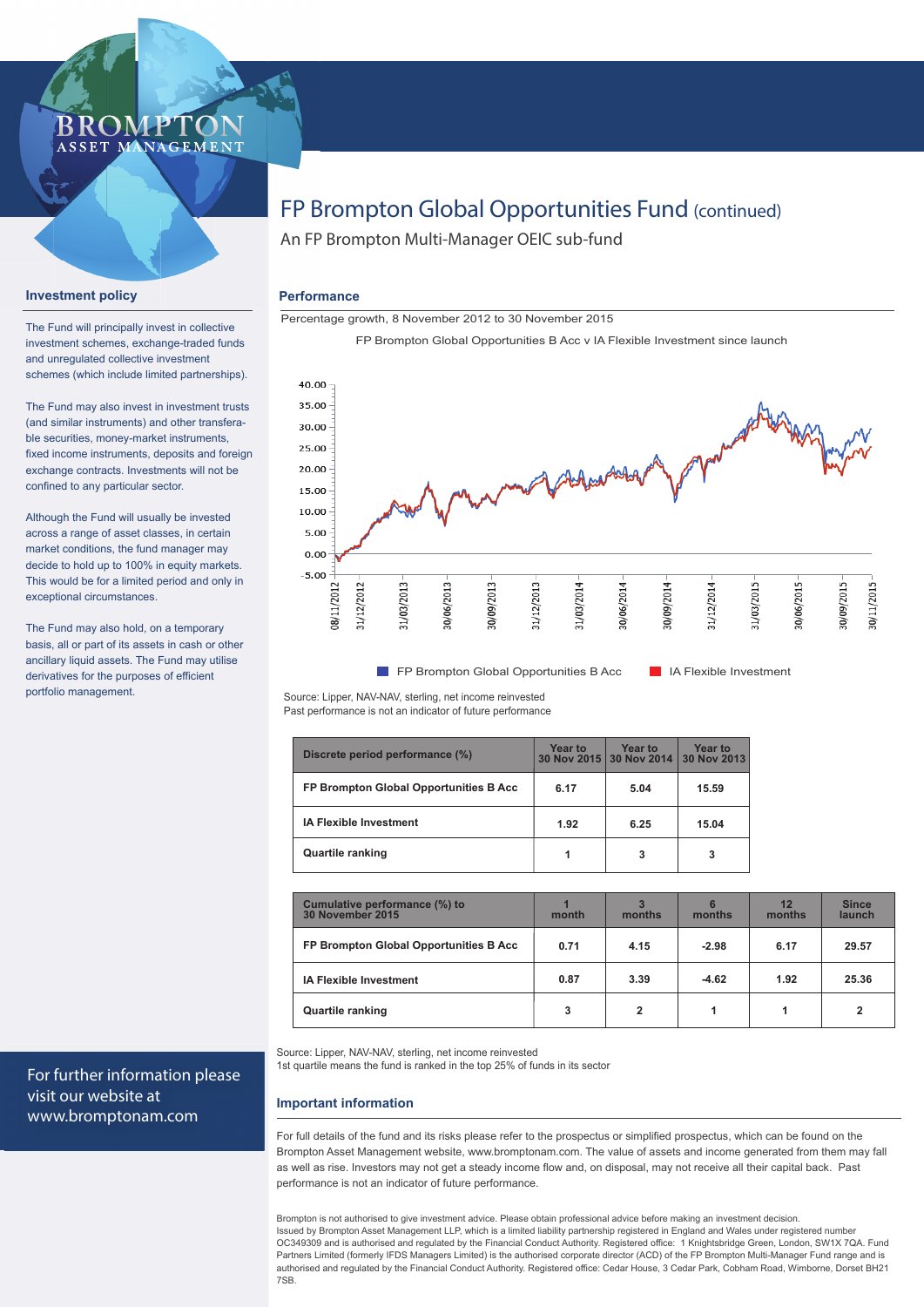# FP Brompton Global Opportunities Fund (continued)

An FP Brompton Multi-Manager OEIC sub-fund

## Investment policy

The Fund will principally invest in collective investment schemes, exchange-traded funds and unregulated collective investment schemes (which include limited partnerships).

The Fund may also invest in investment trusts (and similar instruments) and other transferable securities, money-market instruments, fixed income instruments, deposits and foreign exchange contracts. Investments will not be confined to any particular sector.

Although the Fund will usually be invested across a range of asset classes, in certain market conditions, the fund manager may decide to hold up to 100% in equity markets. This would be for a limited period and only in exceptional circumstances.

The Fund may also hold, on a temporary basis, all or part of its assets in cash or other ancillary liquid assets. The Fund may utilise derivatives for the purposes of efficient portfolio management.

For further information please visit our website at www.bromptonam.com

## Performance

Percentage growth, 8 November 2012 to 30 November 2015

FP Brompton Global Opportunities B Acc v IA Flexible Investment since launch

40.00
35.00
30.00
25.00
20.00
15.00
10.00
5.00
0.00
-5.00

08/11/2012
31/12/2012
31/03/2013
30/06/2013
30/09/2013
31/12/2013
31/03/2014
30/06/2014
30/09/2014
31/12/2014
31/03/2015
30/06/2015
30/09/2015
30/11/2015

FP Brompton Global Opportunities B Acc
IA Flexible Investment

Source: Lipper, NAV-NAV, sterling, net income reinvested
Past performance is not an indicator of future performance

| Discrete period performance (%) | Year to 30 Nov 2015 | Year to 30 Nov 2014 | Year to 30 Nov 2013 |
|---|---|---|---|
| **FP Brompton Global Opportunities B Acc** | 6.17 | 5.04 | 15.59 |
| **IA Flexible Investment** | 1.92 | 6.25 | 15.04 |
| **Quartile ranking** | 1 | 3 | 3 |

| Cumulative performance (%) to 30 November 2015 | 1 month | 3 months | 6 months | 12 months | Since launch |
|---|---|---|---|---|---|
| **FP Brompton Global Opportunities B Acc** | 0.71 | 4.15 | -2.98 | 6.17 | 29.57 |
| **IA Flexible Investment** | 0.87 | 3.39 | -4.62 | 1.92 | 25.36 |
| **Quartile ranking** | 3 | 2 | 1 | 1 | 2 |

Source: Lipper, NAV-NAV, sterling, net income reinvested
1st quartile means the fund is ranked in the top 25% of funds in its sector

## Important information

For full details of the fund and its risks please refer to the prospectus or simplified prospectus, which can be found on the Brompton Asset Management website, www.bromptonam.com. The value of assets and income generated from them may fall as well as rise. Investors may not get a steady income flow and, on disposal, may not receive all their capital back. Past performance is not an indicator of future performance.

Brompton is not authorised to give investment advice. Please obtain professional advice before making an investment decision.
Issued by Brompton Asset Management LLP, which is a limited liability partnership registered in England and Wales under registered number OC349309 and is authorised and regulated by the Financial Conduct Authority. Registered office: 1 Knightsbridge Green, London, SW1X 7QA. Fund Partners Limited (formerly IFDS Managers Limited) is the authorised corporate director (ACD) of the FP Brompton Multi-Manager Fund range and is authorised and regulated by the Financial Conduct Authority. Registered office: Cedar House, 3 Cedar Park, Cobham Road, Wimborne, Dorset BH21 7SB.